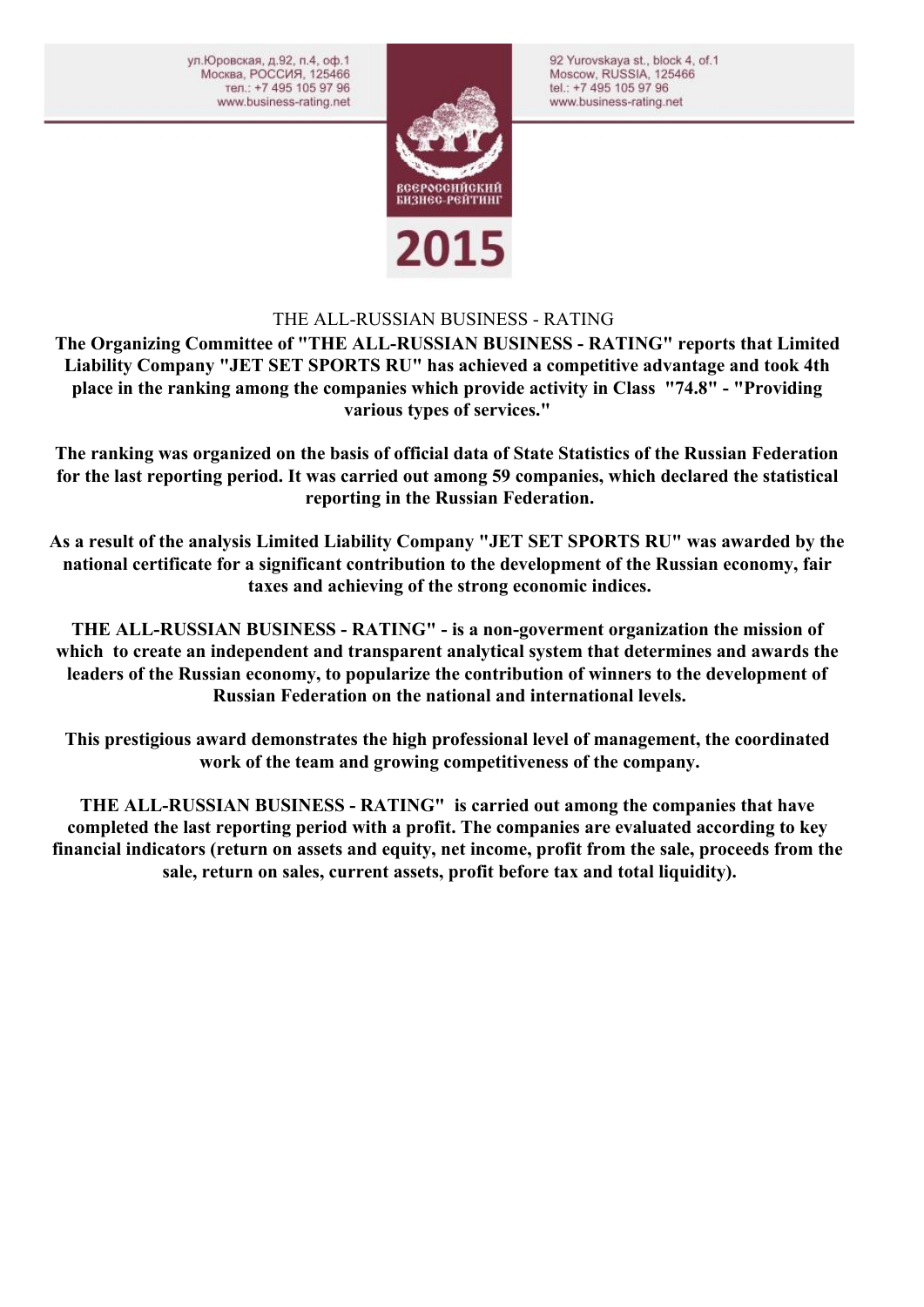ул.Юровская, д.92, п.4, оф.1
Москва, РОССИЯ, 125466
тел.: +7 495 105 97 96
www.business-rating.net

92 Yurovskaya st., block 4, of.1
Moscow, RUSSIA, 125466
tel.: +7 495 105 97 96
www.business-rating.net

ВСЕРОССИЙСКИЙ БИЗНЕС-РЕЙТИНГ

2015

THE ALL-RUSSIAN BUSINESS - RATING

**The Organizing Committee of "THE ALL-RUSSIAN BUSINESS - RATING" reports that Limited Liability Company "JET SET SPORTS RU" has achieved a competitive advantage and took 4th place in the ranking among the companies which provide activity in Class "74.8" - "Providing various types of services."**

**The ranking was organized on the basis of official data of State Statistics of the Russian Federation for the last reporting period. It was carried out among 59 companies, which declared the statistical reporting in the Russian Federation.**

**As a result of the analysis Limited Liability Company "JET SET SPORTS RU" was awarded by the national certificate for a significant contribution to the development of the Russian economy, fair taxes and achieving of the strong economic indices.**

**THE ALL-RUSSIAN BUSINESS - RATING" - is a non-goverment organization the mission of which to create an independent and transparent analytical system that determines and awards the leaders of the Russian economy, to popularize the contribution of winners to the development of Russian Federation on the national and international levels.**

**This prestigious award demonstrates the high professional level of management, the coordinated work of the team and growing competitiveness of the company.**

**THE ALL-RUSSIAN BUSINESS - RATING" is carried out among the companies that have completed the last reporting period with a profit. The companies are evaluated according to key financial indicators (return on assets and equity, net income, profit from the sale, proceeds from the sale, return on sales, current assets, profit before tax and total liquidity).**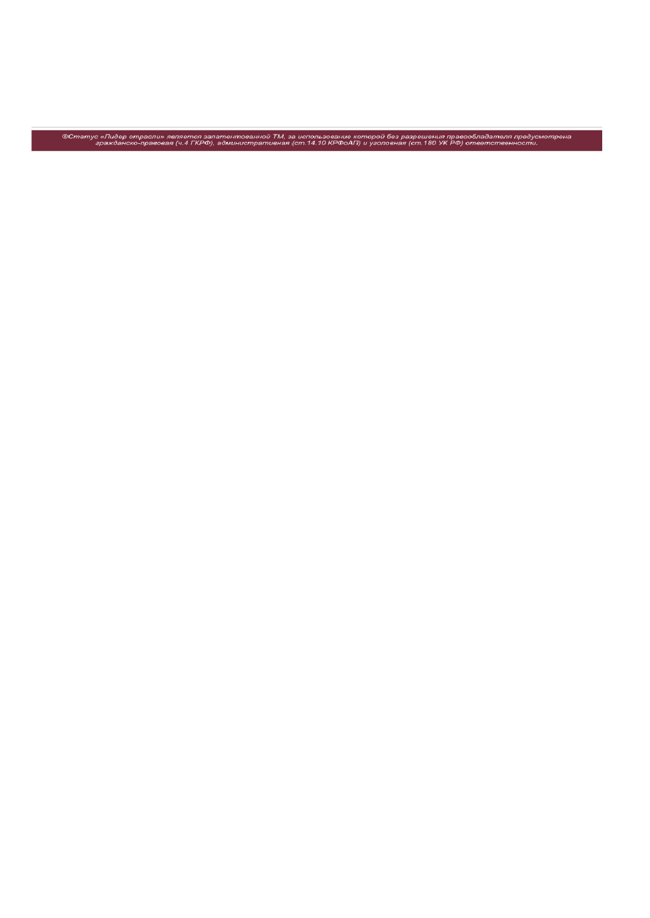®Статус «Лидер отрасли» является запатентованной ТМ, за использование которой без разрешения правообладателя предусмотрена гражданско-правовая (ч.4 ГКРФ), административная (ст.14.10 КРФоАП) и уголовная (ст.180 УК РФ) ответственности.